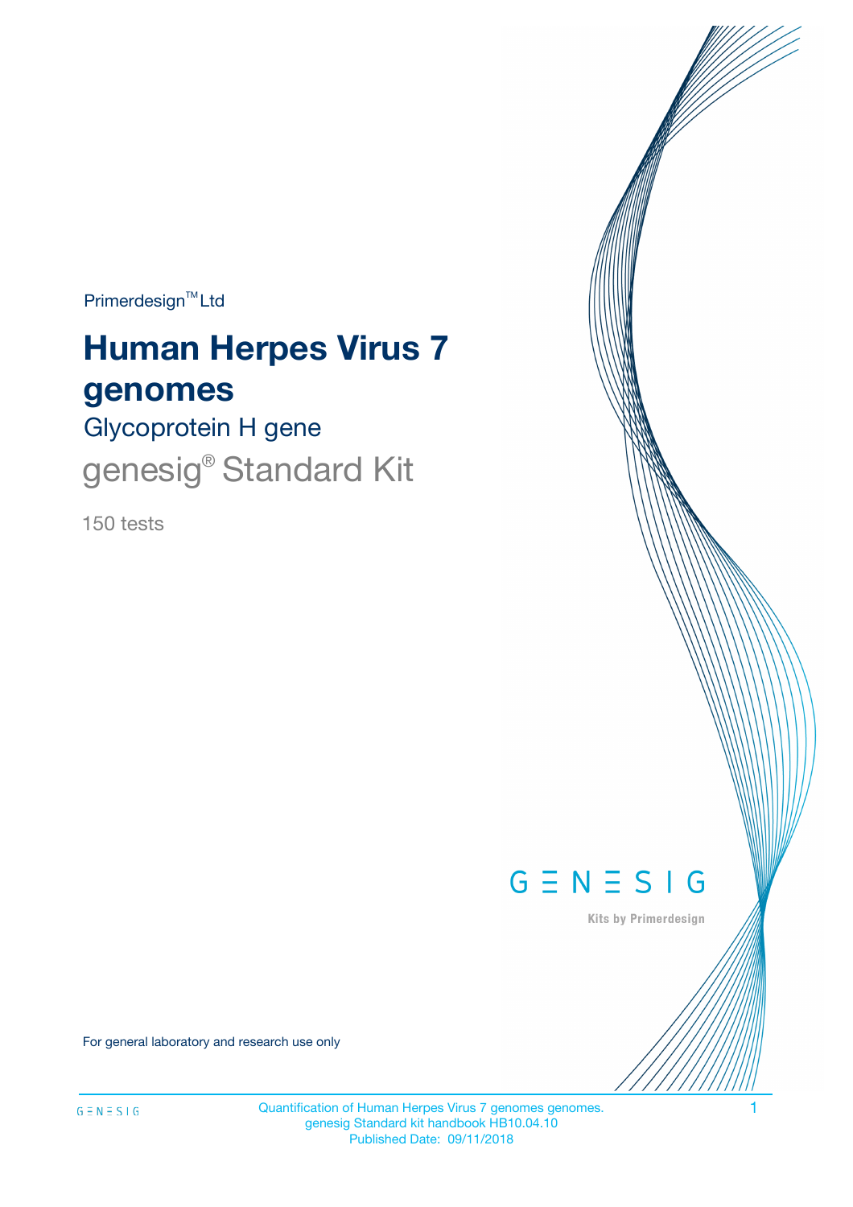Primerdesign™ Ltd

# Human Herpes Virus 7 genomes

## Glycoprotein H gene

genesig® Standard Kit

150 tests

GENESIG

Kits by Primerdesign

For general laboratory and research use only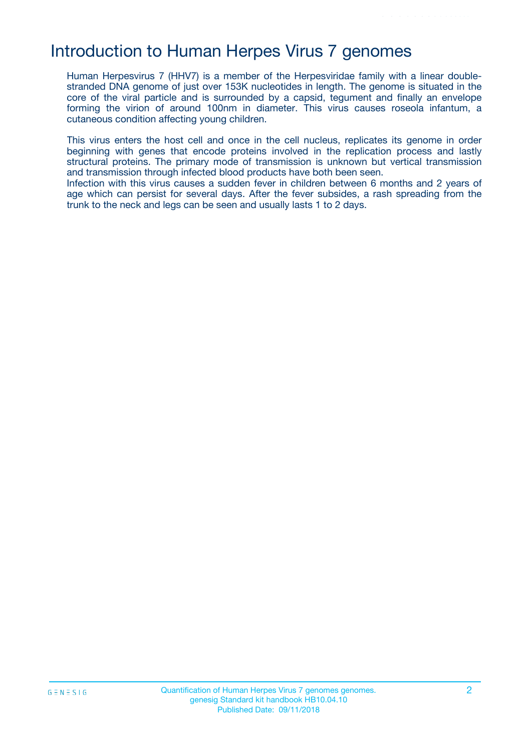# Introduction to Human Herpes Virus 7 genomes

Human Herpesvirus 7 (HHV7) is a member of the Herpesviridae family with a linear double-stranded DNA genome of just over 153K nucleotides in length. The genome is situated in the core of the viral particle and is surrounded by a capsid, tegument and finally an envelope forming the virion of around 100nm in diameter. This virus causes roseola infantum, a cutaneous condition affecting young children.

This virus enters the host cell and once in the cell nucleus, replicates its genome in order beginning with genes that encode proteins involved in the replication process and lastly structural proteins. The primary mode of transmission is unknown but vertical transmission and transmission through infected blood products have both been seen.
Infection with this virus causes a sudden fever in children between 6 months and 2 years of age which can persist for several days. After the fever subsides, a rash spreading from the trunk to the neck and legs can be seen and usually lasts 1 to 2 days.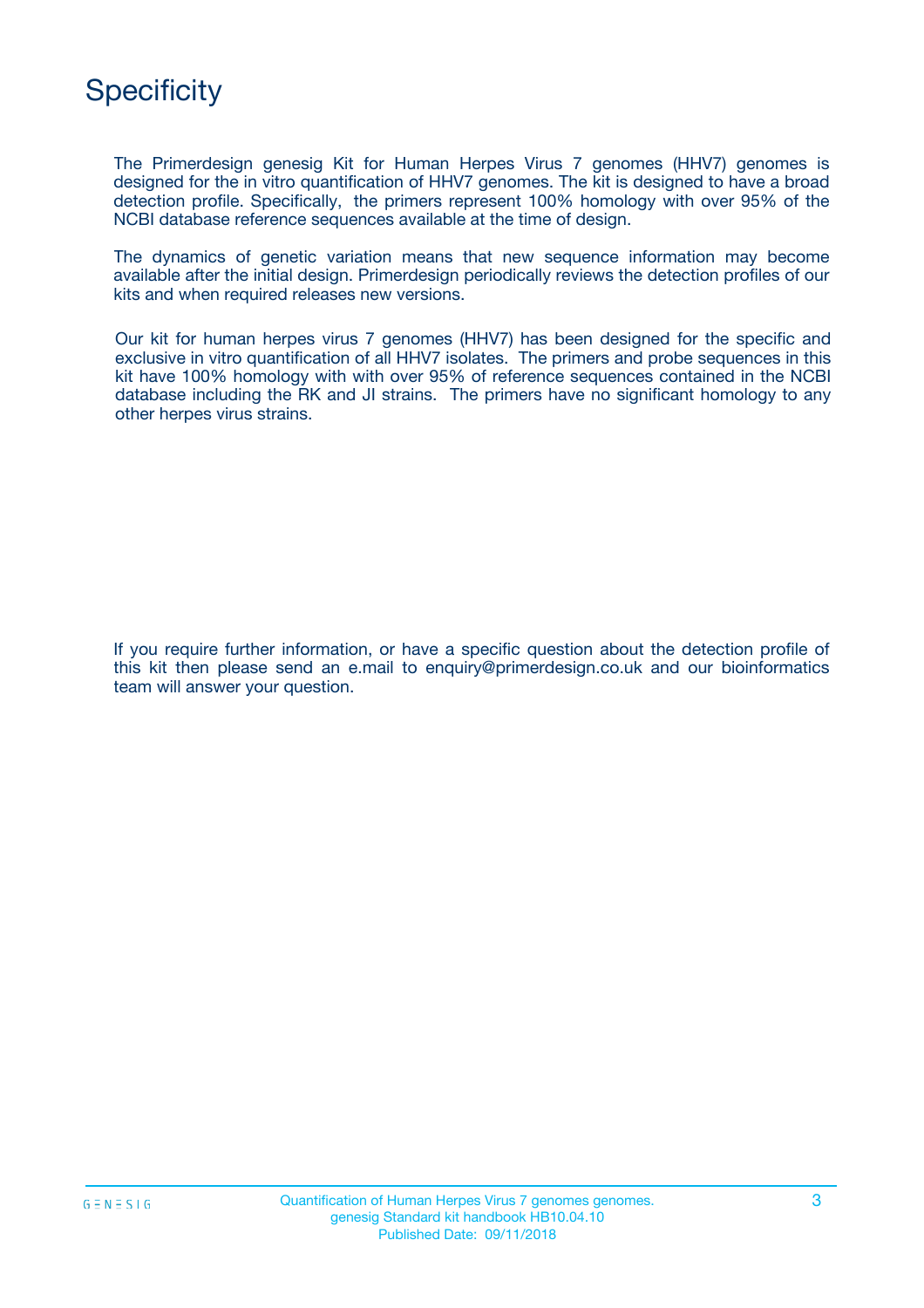# Specificity

The Primerdesign genesig Kit for Human Herpes Virus 7 genomes (HHV7) genomes is designed for the in vitro quantification of HHV7 genomes. The kit is designed to have a broad detection profile. Specifically, the primers represent 100% homology with over 95% of the NCBI database reference sequences available at the time of design.

The dynamics of genetic variation means that new sequence information may become available after the initial design. Primerdesign periodically reviews the detection profiles of our kits and when required releases new versions.

Our kit for human herpes virus 7 genomes (HHV7) has been designed for the specific and exclusive in vitro quantification of all HHV7 isolates. The primers and probe sequences in this kit have 100% homology with with over 95% of reference sequences contained in the NCBI database including the RK and JI strains. The primers have no significant homology to any other herpes virus strains.

If you require further information, or have a specific question about the detection profile of this kit then please send an e.mail to enquiry@primerdesign.co.uk and our bioinformatics team will answer your question.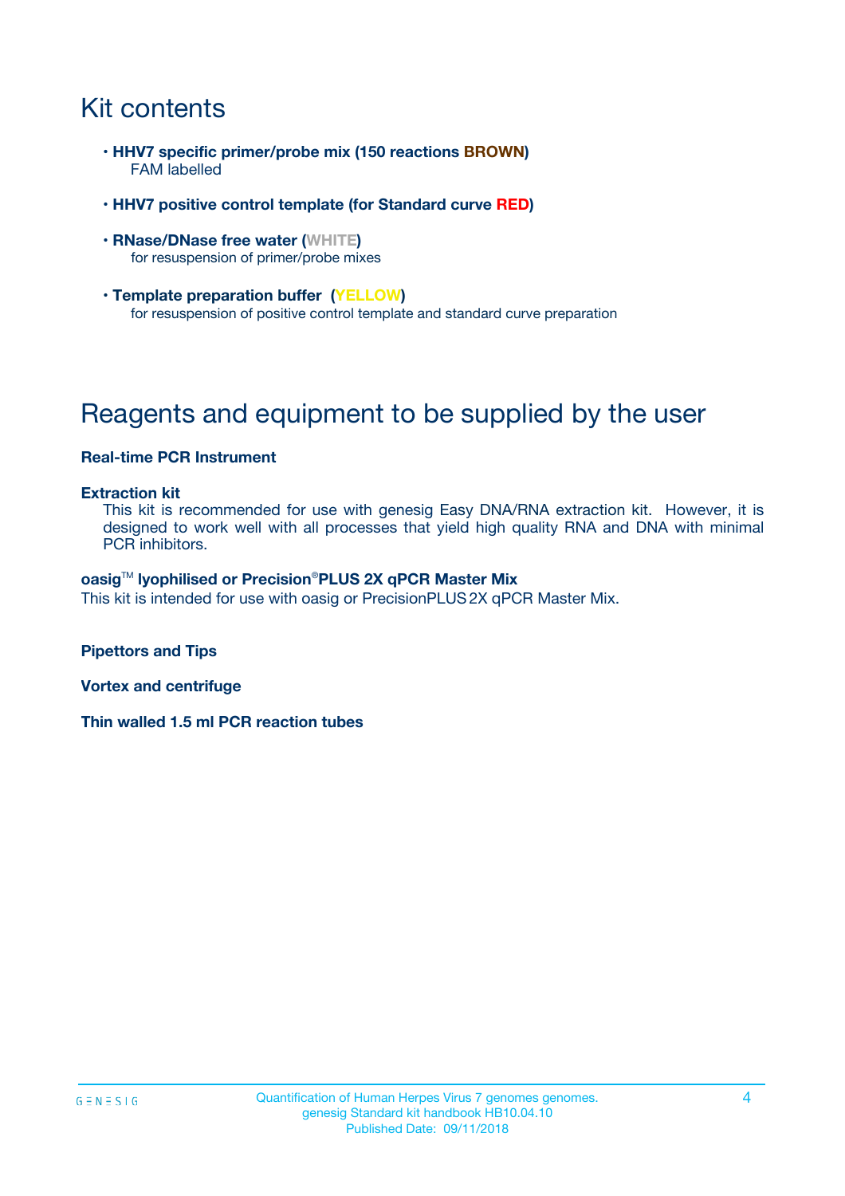# Kit contents

- **HHV7 specific primer/probe mix (150 reactions BROWN)**
  FAM labelled
- **HHV7 positive control template (for Standard curve RED)**
- **RNase/DNase free water (WHITE)**
  for resuspension of primer/probe mixes
- **Template preparation buffer (YELLOW)**
  for resuspension of positive control template and standard curve preparation

# Reagents and equipment to be supplied by the user

**Real-time PCR Instrument**

**Extraction kit**
This kit is recommended for use with genesig Easy DNA/RNA extraction kit. However, it is designed to work well with all processes that yield high quality RNA and DNA with minimal PCR inhibitors.

**oasig™ lyophilised or Precision®PLUS 2X qPCR Master Mix**
This kit is intended for use with oasig or PrecisionPLUS 2X qPCR Master Mix.

**Pipettors and Tips**

**Vortex and centrifuge**

**Thin walled 1.5 ml PCR reaction tubes**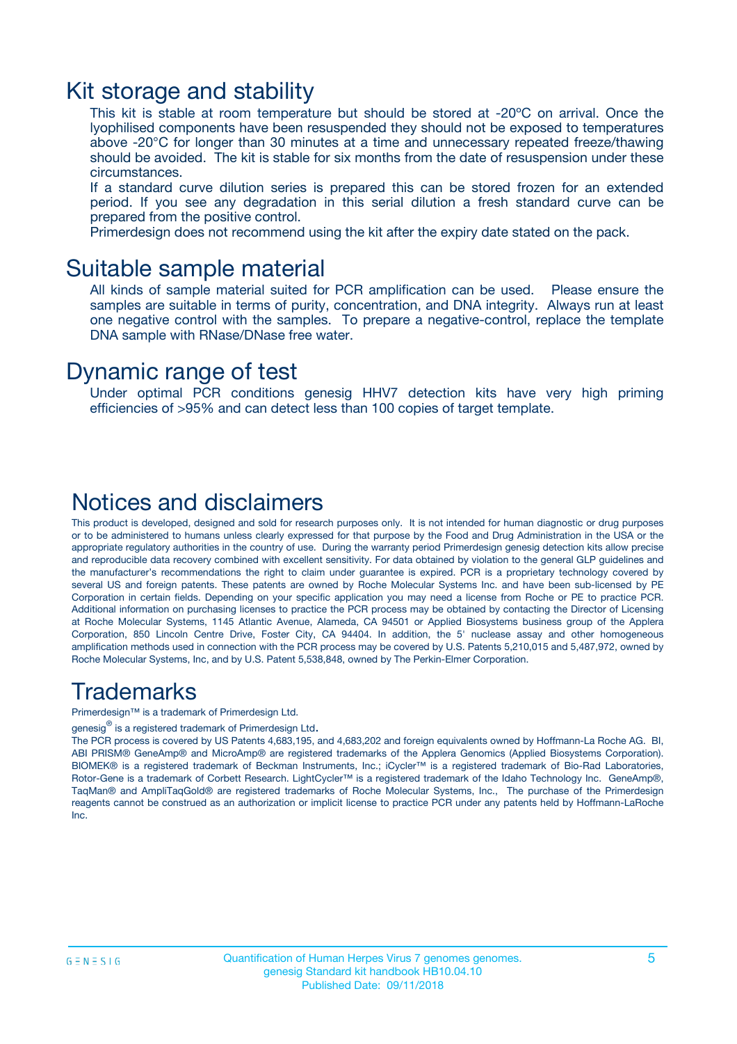# Kit storage and stability

This kit is stable at room temperature but should be stored at -20ºC on arrival. Once the lyophilised components have been resuspended they should not be exposed to temperatures above -20°C for longer than 30 minutes at a time and unnecessary repeated freeze/thawing should be avoided. The kit is stable for six months from the date of resuspension under these circumstances.

If a standard curve dilution series is prepared this can be stored frozen for an extended period. If you see any degradation in this serial dilution a fresh standard curve can be prepared from the positive control.

Primerdesign does not recommend using the kit after the expiry date stated on the pack.

# Suitable sample material

All kinds of sample material suited for PCR amplification can be used. Please ensure the samples are suitable in terms of purity, concentration, and DNA integrity. Always run at least one negative control with the samples. To prepare a negative-control, replace the template DNA sample with RNase/DNase free water.

# Dynamic range of test

Under optimal PCR conditions genesig HHV7 detection kits have very high priming efficiencies of >95% and can detect less than 100 copies of target template.

# Notices and disclaimers

This product is developed, designed and sold for research purposes only. It is not intended for human diagnostic or drug purposes or to be administered to humans unless clearly expressed for that purpose by the Food and Drug Administration in the USA or the appropriate regulatory authorities in the country of use. During the warranty period Primerdesign genesig detection kits allow precise and reproducible data recovery combined with excellent sensitivity. For data obtained by violation to the general GLP guidelines and the manufacturer's recommendations the right to claim under guarantee is expired. PCR is a proprietary technology covered by several US and foreign patents. These patents are owned by Roche Molecular Systems Inc. and have been sub-licensed by PE Corporation in certain fields. Depending on your specific application you may need a license from Roche or PE to practice PCR. Additional information on purchasing licenses to practice the PCR process may be obtained by contacting the Director of Licensing at Roche Molecular Systems, 1145 Atlantic Avenue, Alameda, CA 94501 or Applied Biosystems business group of the Applera Corporation, 850 Lincoln Centre Drive, Foster City, CA 94404. In addition, the 5' nuclease assay and other homogeneous amplification methods used in connection with the PCR process may be covered by U.S. Patents 5,210,015 and 5,487,972, owned by Roche Molecular Systems, Inc, and by U.S. Patent 5,538,848, owned by The Perkin-Elmer Corporation.

# Trademarks

Primerdesign™ is a trademark of Primerdesign Ltd.

genesig® is a registered trademark of Primerdesign Ltd.

The PCR process is covered by US Patents 4,683,195, and 4,683,202 and foreign equivalents owned by Hoffmann-La Roche AG. BI, ABI PRISM® GeneAmp® and MicroAmp® are registered trademarks of the Applera Genomics (Applied Biosystems Corporation). BIOMEK® is a registered trademark of Beckman Instruments, Inc.; iCycler™ is a registered trademark of Bio-Rad Laboratories, Rotor-Gene is a trademark of Corbett Research. LightCycler™ is a registered trademark of the Idaho Technology Inc. GeneAmp®, TaqMan® and AmpliTaqGold® are registered trademarks of Roche Molecular Systems, Inc., The purchase of the Primerdesign reagents cannot be construed as an authorization or implicit license to practice PCR under any patents held by Hoffmann-LaRoche Inc.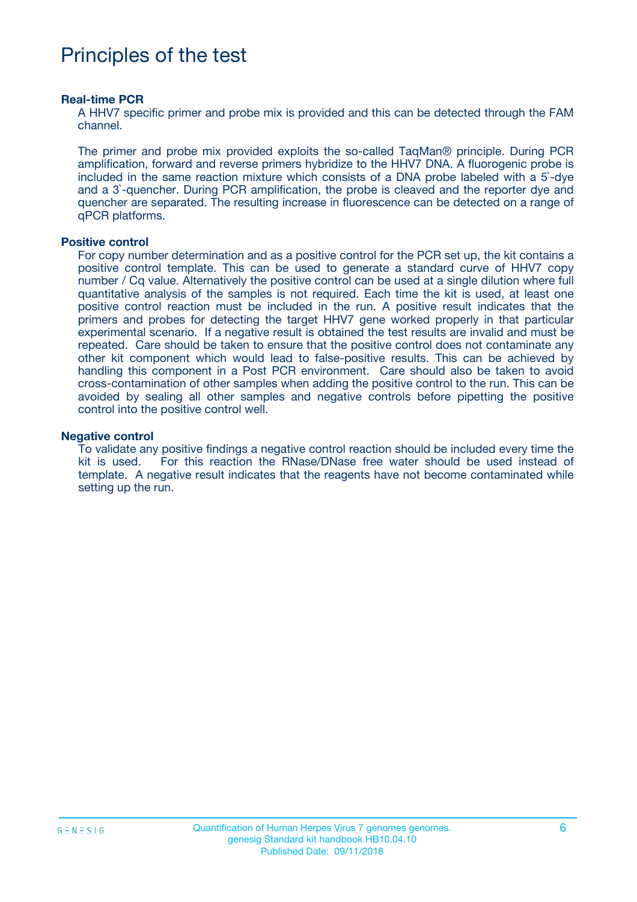# Principles of the test

**Real-time PCR**

A HHV7 specific primer and probe mix is provided and this can be detected through the FAM channel.

The primer and probe mix provided exploits the so-called TaqMan® principle. During PCR amplification, forward and reverse primers hybridize to the HHV7 DNA. A fluorogenic probe is included in the same reaction mixture which consists of a DNA probe labeled with a 5`-dye and a 3`-quencher. During PCR amplification, the probe is cleaved and the reporter dye and quencher are separated. The resulting increase in fluorescence can be detected on a range of qPCR platforms.

**Positive control**

For copy number determination and as a positive control for the PCR set up, the kit contains a positive control template. This can be used to generate a standard curve of HHV7 copy number / Cq value. Alternatively the positive control can be used at a single dilution where full quantitative analysis of the samples is not required. Each time the kit is used, at least one positive control reaction must be included in the run. A positive result indicates that the primers and probes for detecting the target HHV7 gene worked properly in that particular experimental scenario. If a negative result is obtained the test results are invalid and must be repeated. Care should be taken to ensure that the positive control does not contaminate any other kit component which would lead to false-positive results. This can be achieved by handling this component in a Post PCR environment. Care should also be taken to avoid cross-contamination of other samples when adding the positive control to the run. This can be avoided by sealing all other samples and negative controls before pipetting the positive control into the positive control well.

**Negative control**

To validate any positive findings a negative control reaction should be included every time the kit is used. For this reaction the RNase/DNase free water should be used instead of template. A negative result indicates that the reagents have not become contaminated while setting up the run.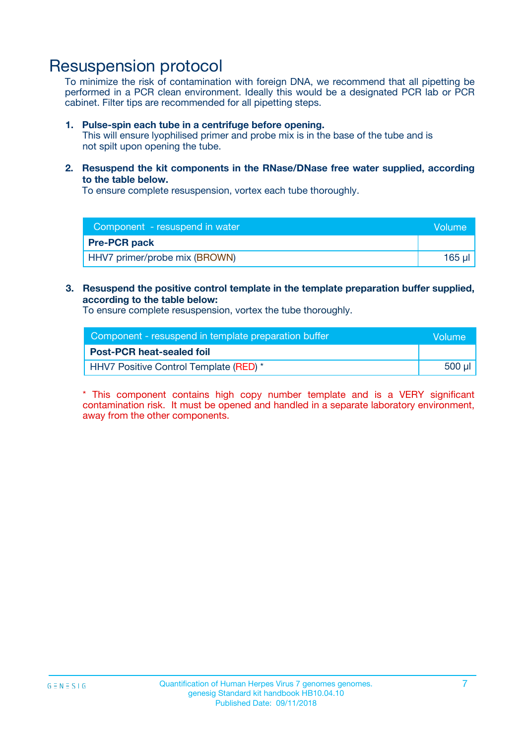# Resuspension protocol

To minimize the risk of contamination with foreign DNA, we recommend that all pipetting be performed in a PCR clean environment. Ideally this would be a designated PCR lab or PCR cabinet. Filter tips are recommended for all pipetting steps.

1. **Pulse-spin each tube in a centrifuge before opening.**
   This will ensure lyophilised primer and probe mix is in the base of the tube and is not spilt upon opening the tube.

2. **Resuspend the kit components in the RNase/DNase free water supplied, according to the table below.**
   To ensure complete resuspension, vortex each tube thoroughly.

| Component - resuspend in water | Volume |
|---|---|
| **Pre-PCR pack** | |
| HHV7 primer/probe mix (BROWN) | 165 µl |

3. **Resuspend the positive control template in the template preparation buffer supplied, according to the table below:**
   To ensure complete resuspension, vortex the tube thoroughly.

| Component - resuspend in template preparation buffer | Volume |
|---|---|
| **Post-PCR heat-sealed foil** | |
| HHV7 Positive Control Template (RED) * | 500 µl |

* This component contains high copy number template and is a VERY significant contamination risk. It must be opened and handled in a separate laboratory environment, away from the other components.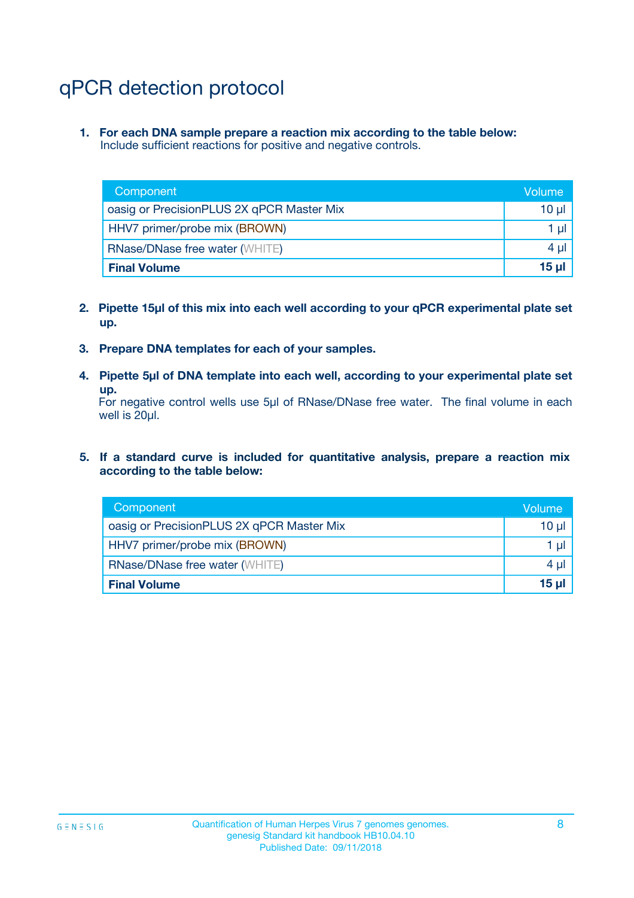# qPCR detection protocol

1. **For each DNA sample prepare a reaction mix according to the table below:**
   Include sufficient reactions for positive and negative controls.

| Component | Volume |
|---|---|
| oasig or PrecisionPLUS 2X qPCR Master Mix | 10 µl |
| HHV7 primer/probe mix (BROWN) | 1 µl |
| RNase/DNase free water (WHITE) | 4 µl |
| **Final Volume** | **15 µl** |

2. **Pipette 15µl of this mix into each well according to your qPCR experimental plate set up.**

3. **Prepare DNA templates for each of your samples.**

4. **Pipette 5µl of DNA template into each well, according to your experimental plate set up.**
   For negative control wells use 5µl of RNase/DNase free water. The final volume in each well is 20µl.

5. **If a standard curve is included for quantitative analysis, prepare a reaction mix according to the table below:**

| Component | Volume |
|---|---|
| oasig or PrecisionPLUS 2X qPCR Master Mix | 10 µl |
| HHV7 primer/probe mix (BROWN) | 1 µl |
| RNase/DNase free water (WHITE) | 4 µl |
| **Final Volume** | **15 µl** |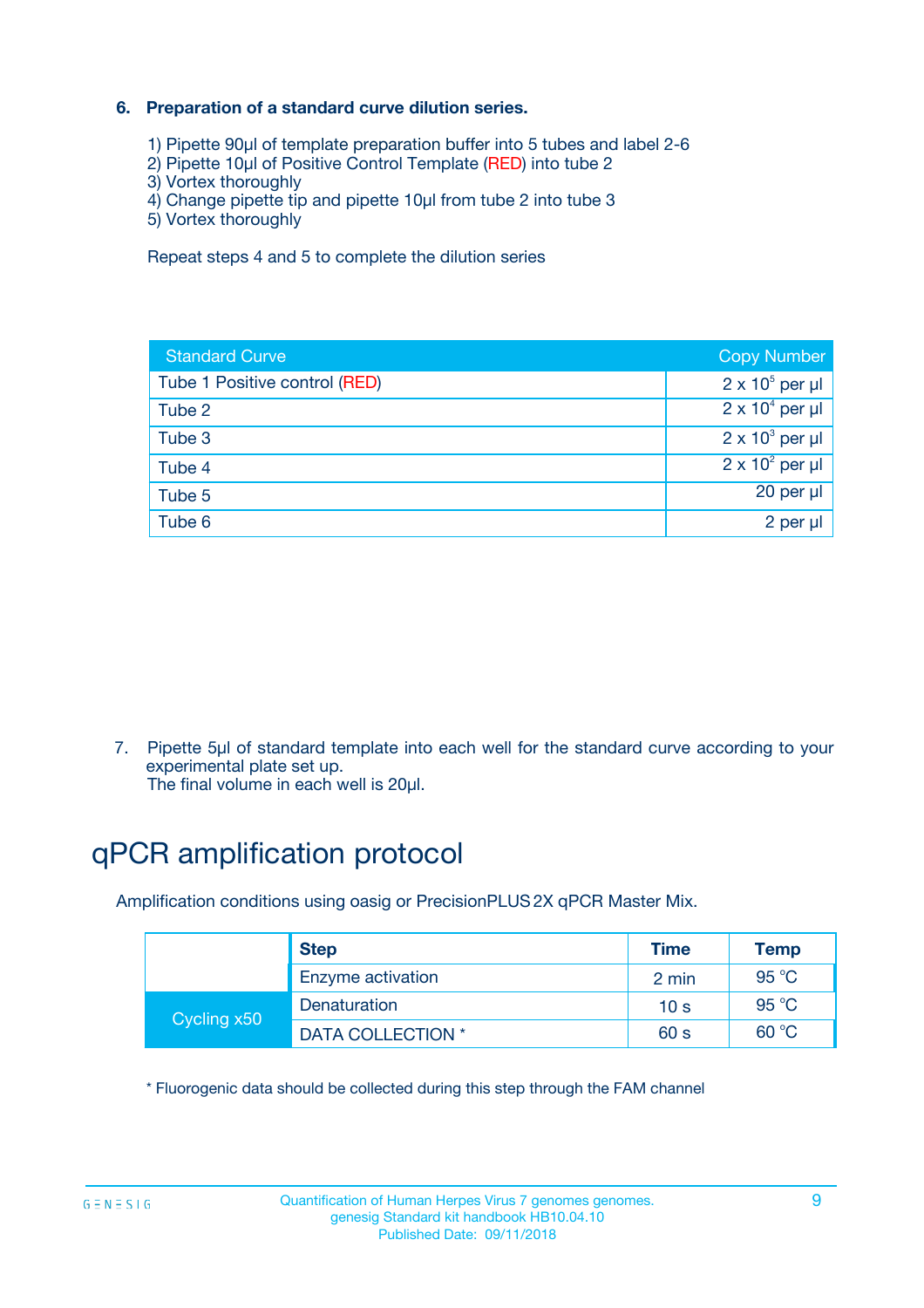**6. Preparation of a standard curve dilution series.**

1) Pipette 90µl of template preparation buffer into 5 tubes and label 2-6
2) Pipette 10µl of Positive Control Template (RED) into tube 2
3) Vortex thoroughly
4) Change pipette tip and pipette 10µl from tube 2 into tube 3
5) Vortex thoroughly

Repeat steps 4 and 5 to complete the dilution series

| Standard Curve | Copy Number |
|---|---|
| Tube 1 Positive control (RED) | $2 \times 10^5$ per µl |
| Tube 2 | $2 \times 10^4$ per µl |
| Tube 3 | $2 \times 10^3$ per µl |
| Tube 4 | $2 \times 10^2$ per µl |
| Tube 5 | 20 per µl |
| Tube 6 | 2 per µl |

7. Pipette 5µl of standard template into each well for the standard curve according to your experimental plate set up.
The final volume in each well is 20µl.

# qPCR amplification protocol

Amplification conditions using oasig or PrecisionPLUS 2X qPCR Master Mix.

| | Step | Time | Temp |
|---|---|---|---|
| | Enzyme activation | 2 min | 95 °C |
| Cycling x50 | Denaturation | 10 s | 95 °C |
| | DATA COLLECTION * | 60 s | 60 °C |

* Fluorogenic data should be collected during this step through the FAM channel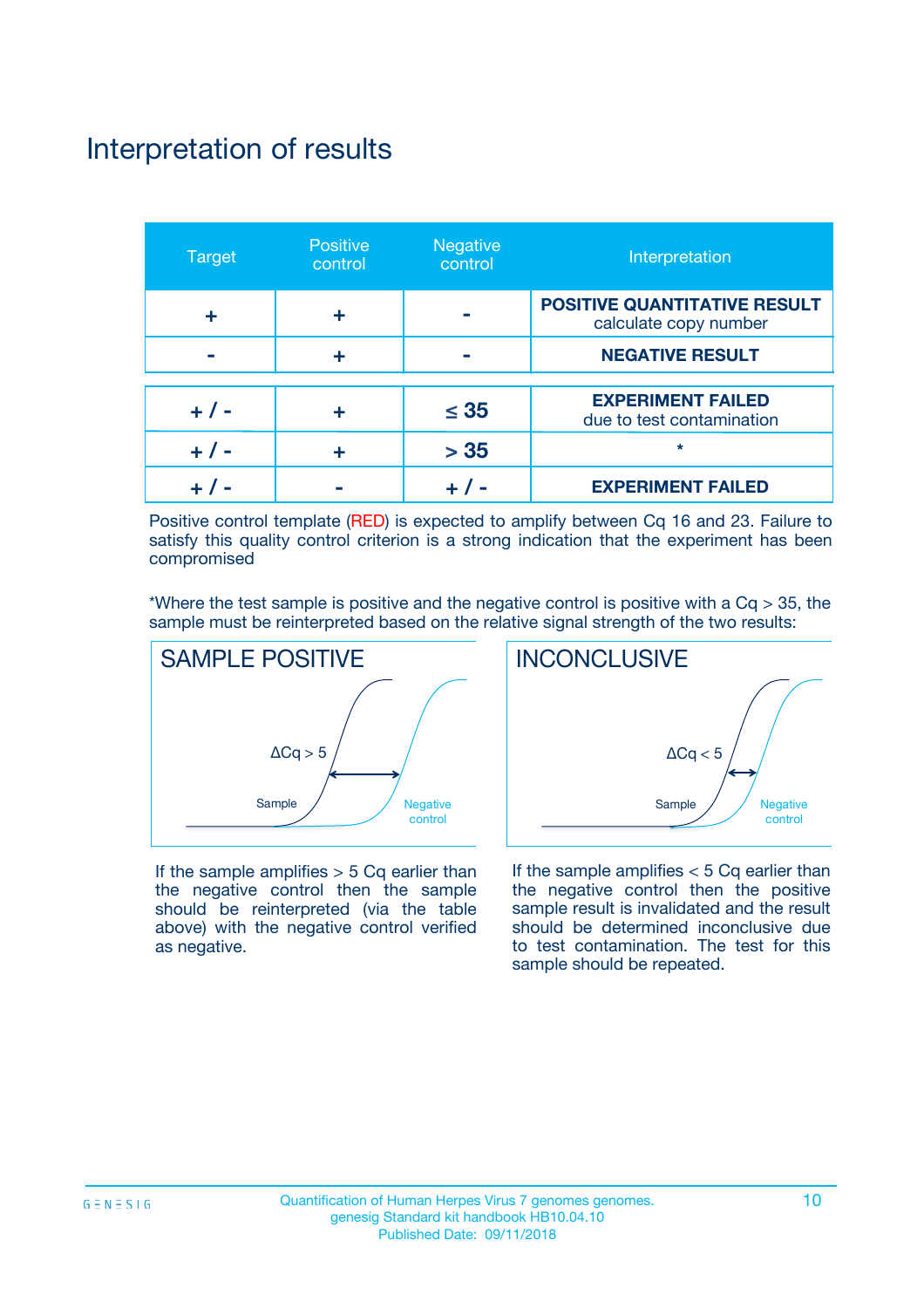# Interpretation of results

| Target | Positive control | Negative control | Interpretation |
|---|---|---|---|
| + | + | - | **POSITIVE QUANTITATIVE RESULT** calculate copy number |
| - | + | - | **NEGATIVE RESULT** |
| + / - | + | ≤ 35 | **EXPERIMENT FAILED** due to test contamination |
| + / - | + | > 35 | * |
| + / - | - | + / - | **EXPERIMENT FAILED** |

Positive control template (RED) is expected to amplify between Cq 16 and 23. Failure to satisfy this quality control criterion is a strong indication that the experiment has been compromised

*Where the test sample is positive and the negative control is positive with a Cq > 35, the sample must be reinterpreted based on the relative signal strength of the two results:

SAMPLE POSITIVE

ΔCq > 5

Sample

Negative control

If the sample amplifies > 5 Cq earlier than the negative control then the sample should be reinterpreted (via the table above) with the negative control verified as negative.

INCONCLUSIVE

ΔCq < 5

Sample

Negative control

If the sample amplifies < 5 Cq earlier than the negative control then the positive sample result is invalidated and the result should be determined inconclusive due to test contamination. The test for this sample should be repeated.